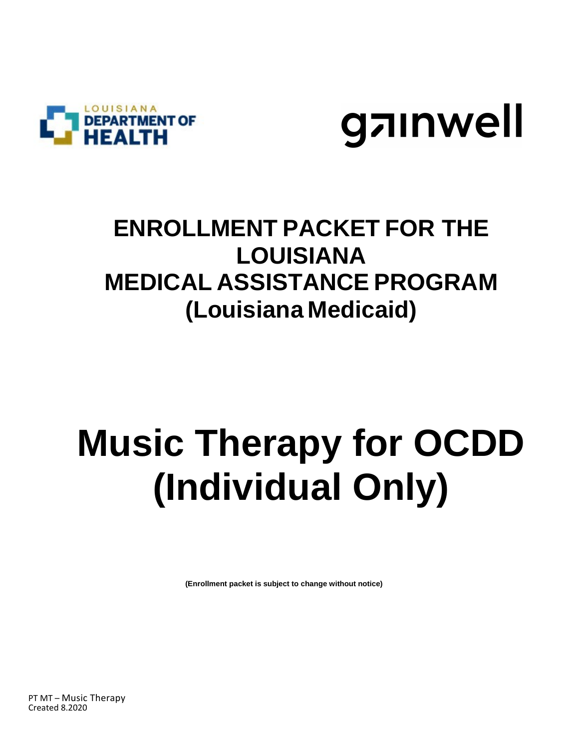LOUISIANA DEPARTMENT OF HEALTH

gainwell

# ENROLLMENT PACKET FOR THE LOUISIANA MEDICAL ASSISTANCE PROGRAM (Louisiana Medicaid)

# Music Therapy for OCDD (Individual Only)

**(Enrollment packet is subject to change without notice)**

PT MT – Music Therapy
Created 8.2020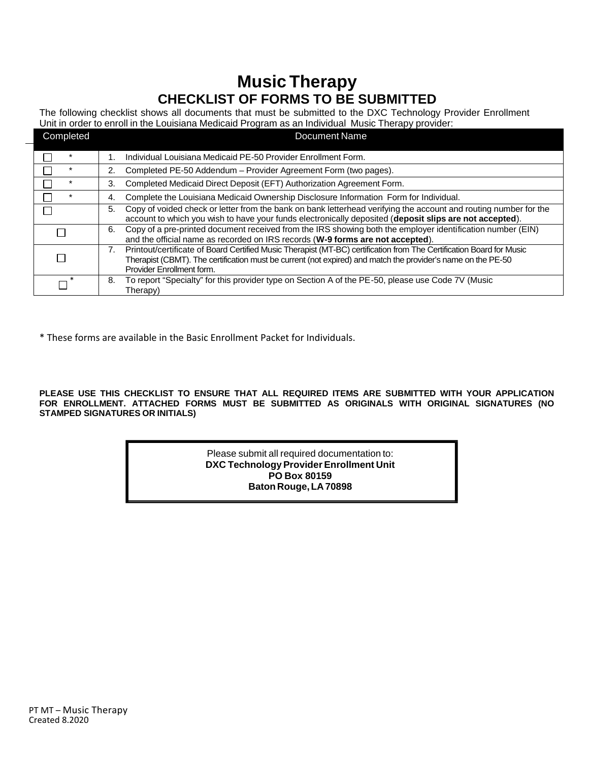# Music Therapy

## CHECKLIST OF FORMS TO BE SUBMITTED

The following checklist shows all documents that must be submitted to the DXC Technology Provider Enrollment Unit in order to enroll in the Louisiana Medicaid Program as an Individual Music Therapy provider:

| Completed | Document Name |
|---|---|
| ☐ * | 1. Individual Louisiana Medicaid PE-50 Provider Enrollment Form. |
| ☐ * | 2. Completed PE-50 Addendum – Provider Agreement Form (two pages). |
| ☐ * | 3. Completed Medicaid Direct Deposit (EFT) Authorization Agreement Form. |
| ☐ * | 4. Complete the Louisiana Medicaid Ownership Disclosure Information Form for Individual. |
| ☐ | 5. Copy of voided check or letter from the bank on bank letterhead verifying the account and routing number for the account to which you wish to have your funds electronically deposited (**deposit slips are not accepted**). |
| ☐ | 6. Copy of a pre-printed document received from the IRS showing both the employer identification number (EIN) and the official name as recorded on IRS records (**W-9 forms are not accepted**). |
| ☐ | 7. Printout/certificate of Board Certified Music Therapist (MT-BC) certification from The Certification Board for Music Therapist (CBMT). The certification must be current (not expired) and match the provider's name on the PE-50 Provider Enrollment form. |
| ☐ * | 8. To report "Specialty" for this provider type on Section A of the PE-50, please use Code 7V (Music Therapy) |

* These forms are available in the Basic Enrollment Packet for Individuals.

**PLEASE USE THIS CHECKLIST TO ENSURE THAT ALL REQUIRED ITEMS ARE SUBMITTED WITH YOUR APPLICATION FOR ENROLLMENT. ATTACHED FORMS MUST BE SUBMITTED AS ORIGINALS WITH ORIGINAL SIGNATURES (NO STAMPED SIGNATURES OR INITIALS)**

Please submit all required documentation to:
**DXC Technology Provider Enrollment Unit**
**PO Box 80159**
**Baton Rouge, LA 70898**

PT MT – Music Therapy
Created 8.2020